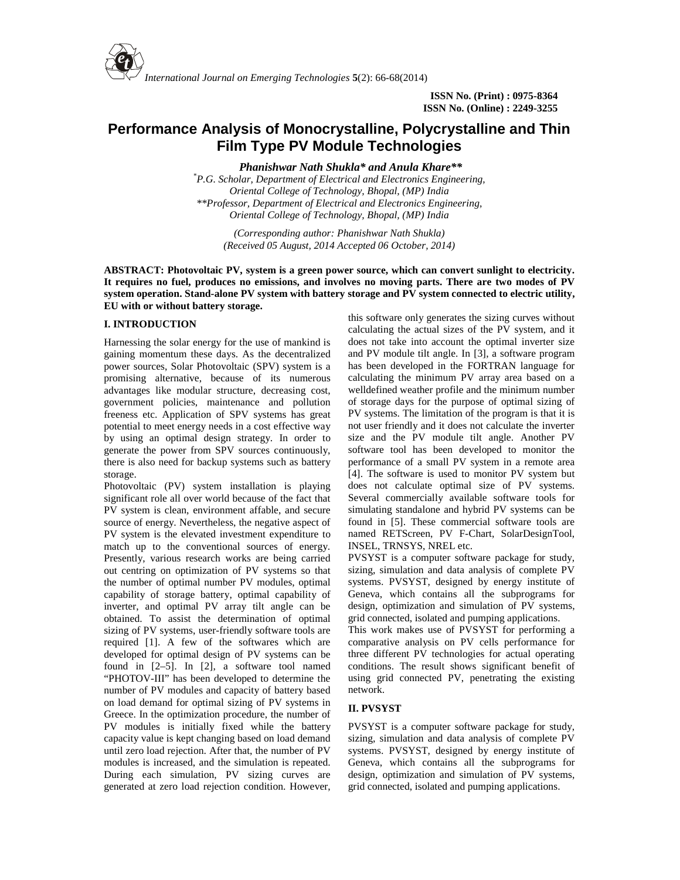# Performance Analysis of Monocrystalline, Polycrystalline and Thin Film Type PV Module Technologies

***Phanishwar Nath Shukla\* and Anula Khare\*\****

*\*P.G. Scholar, Department of Electrical and Electronics Engineering, Oriental College of Technology, Bhopal, (MP) India*
*\*\*Professor, Department of Electrical and Electronics Engineering, Oriental College of Technology, Bhopal, (MP) India*

*(Corresponding author: Phanishwar Nath Shukla)*
*(Received 05 August, 2014 Accepted 06 October, 2014)*

**ABSTRACT: Photovoltaic PV, system is a green power source, which can convert sunlight to electricity. It requires no fuel, produces no emissions, and involves no moving parts. There are two modes of PV system operation. Stand-alone PV system with battery storage and PV system connected to electric utility, EU with or without battery storage.**

## I. INTRODUCTION

Harnessing the solar energy for the use of mankind is gaining momentum these days. As the decentralized power sources, Solar Photovoltaic (SPV) system is a promising alternative, because of its numerous advantages like modular structure, decreasing cost, government policies, maintenance and pollution freeness etc. Application of SPV systems has great potential to meet energy needs in a cost effective way by using an optimal design strategy. In order to generate the power from SPV sources continuously, there is also need for backup systems such as battery storage.

Photovoltaic (PV) system installation is playing significant role all over world because of the fact that PV system is clean, environment affable, and secure source of energy. Nevertheless, the negative aspect of PV system is the elevated investment expenditure to match up to the conventional sources of energy. Presently, various research works are being carried out centring on optimization of PV systems so that the number of optimal number PV modules, optimal capability of storage battery, optimal capability of inverter, and optimal PV array tilt angle can be obtained. To assist the determination of optimal sizing of PV systems, user-friendly software tools are required [1]. A few of the softwares which are developed for optimal design of PV systems can be found in [2–5]. In [2], a software tool named "PHOTOV-III" has been developed to determine the number of PV modules and capacity of battery based on load demand for optimal sizing of PV systems in Greece. In the optimization procedure, the number of PV modules is initially fixed while the battery capacity value is kept changing based on load demand until zero load rejection. After that, the number of PV modules is increased, and the simulation is repeated. During each simulation, PV sizing curves are generated at zero load rejection condition. However, this software only generates the sizing curves without calculating the actual sizes of the PV system, and it does not take into account the optimal inverter size and PV module tilt angle. In [3], a software program has been developed in the FORTRAN language for calculating the minimum PV array area based on a welldefined weather profile and the minimum number of storage days for the purpose of optimal sizing of PV systems. The limitation of the program is that it is not user friendly and it does not calculate the inverter size and the PV module tilt angle. Another PV software tool has been developed to monitor the performance of a small PV system in a remote area [4]. The software is used to monitor PV system but does not calculate optimal size of PV systems. Several commercially available software tools for simulating standalone and hybrid PV systems can be found in [5]. These commercial software tools are named RETScreen, PV F-Chart, SolarDesignTool, INSEL, TRNSYS, NREL etc.

PVSYST is a computer software package for study, sizing, simulation and data analysis of complete PV systems. PVSYST, designed by energy institute of Geneva, which contains all the subprograms for design, optimization and simulation of PV systems, grid connected, isolated and pumping applications.

This work makes use of PVSYST for performing a comparative analysis on PV cells performance for three different PV technologies for actual operating conditions. The result shows significant benefit of using grid connected PV, penetrating the existing network.

## II. PVSYST

PVSYST is a computer software package for study, sizing, simulation and data analysis of complete PV systems. PVSYST, designed by energy institute of Geneva, which contains all the subprograms for design, optimization and simulation of PV systems, grid connected, isolated and pumping applications.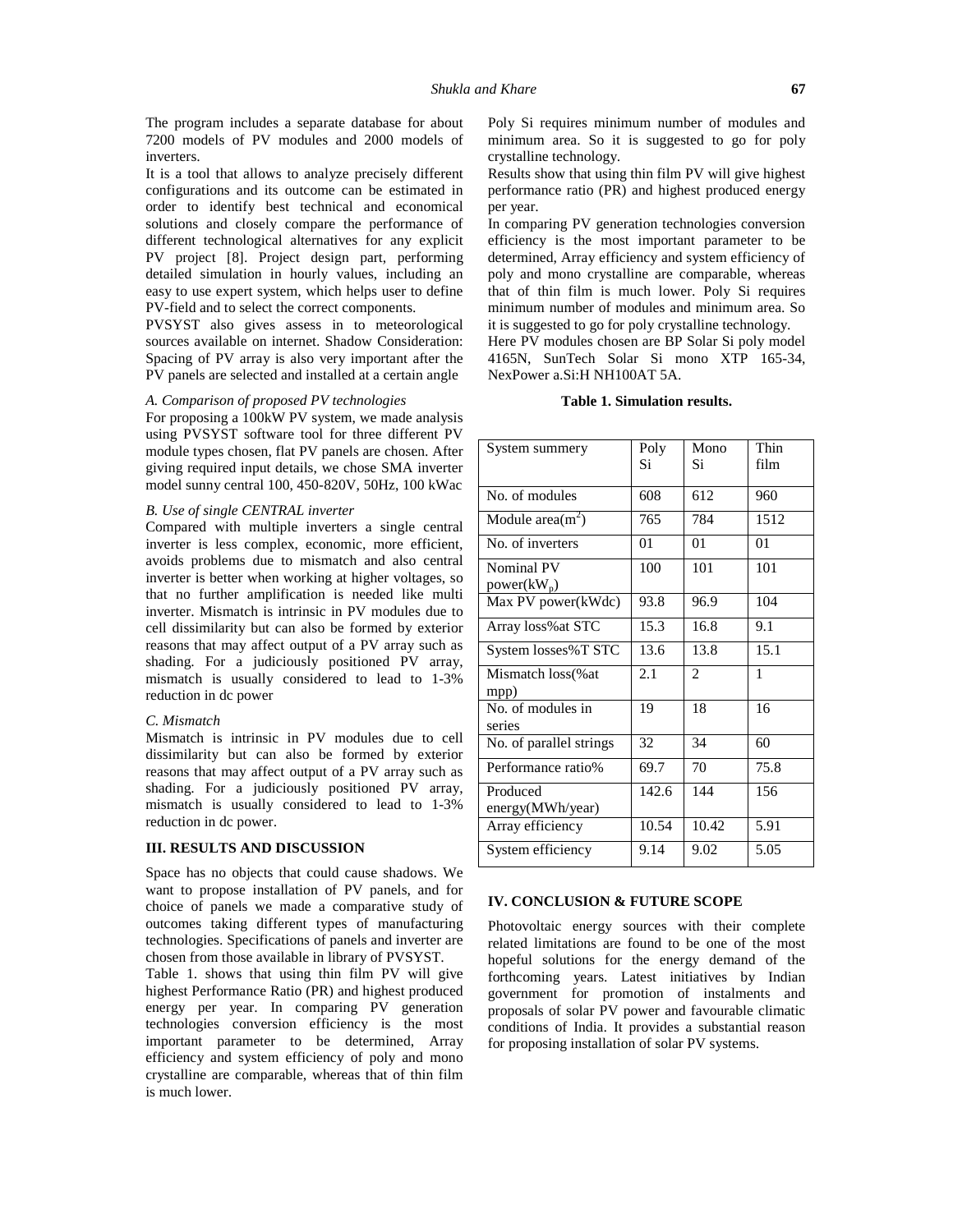The program includes a separate database for about 7200 models of PV modules and 2000 models of inverters.

It is a tool that allows to analyze precisely different configurations and its outcome can be estimated in order to identify best technical and economical solutions and closely compare the performance of different technological alternatives for any explicit PV project [8]. Project design part, performing detailed simulation in hourly values, including an easy to use expert system, which helps user to define PV-field and to select the correct components.

PVSYST also gives assess in to meteorological sources available on internet. Shadow Consideration: Spacing of PV array is also very important after the PV panels are selected and installed at a certain angle

### *A. Comparison of proposed PV technologies*

For proposing a 100kW PV system, we made analysis using PVSYST software tool for three different PV module types chosen, flat PV panels are chosen. After giving required input details, we chose SMA inverter model sunny central 100, 450-820V, 50Hz, 100 kWac

### *B. Use of single CENTRAL inverter*

Compared with multiple inverters a single central inverter is less complex, economic, more efficient, avoids problems due to mismatch and also central inverter is better when working at higher voltages, so that no further amplification is needed like multi inverter. Mismatch is intrinsic in PV modules due to cell dissimilarity but can also be formed by exterior reasons that may affect output of a PV array such as shading. For a judiciously positioned PV array, mismatch is usually considered to lead to 1-3% reduction in dc power

### *C. Mismatch*

Mismatch is intrinsic in PV modules due to cell dissimilarity but can also be formed by exterior reasons that may affect output of a PV array such as shading. For a judiciously positioned PV array, mismatch is usually considered to lead to 1-3% reduction in dc power.

## III. RESULTS AND DISCUSSION

Space has no objects that could cause shadows. We want to propose installation of PV panels, and for choice of panels we made a comparative study of outcomes taking different types of manufacturing technologies. Specifications of panels and inverter are chosen from those available in library of PVSYST.

Table 1. shows that using thin film PV will give highest Performance Ratio (PR) and highest produced energy per year. In comparing PV generation technologies conversion efficiency is the most important parameter to be determined, Array efficiency and system efficiency of poly and mono crystalline are comparable, whereas that of thin film is much lower.

Poly Si requires minimum number of modules and minimum area. So it is suggested to go for poly crystalline technology.

Results show that using thin film PV will give highest performance ratio (PR) and highest produced energy per year.

In comparing PV generation technologies conversion efficiency is the most important parameter to be determined, Array efficiency and system efficiency of poly and mono crystalline are comparable, whereas that of thin film is much lower. Poly Si requires minimum number of modules and minimum area. So it is suggested to go for poly crystalline technology.

Here PV modules chosen are BP Solar Si poly model 4165N, SunTech Solar Si mono XTP 165-34, NexPower a.Si:H NH100AT 5A.

**Table 1. Simulation results.**

| System summery | Poly Si | Mono Si | Thin film |
|---|---|---|---|
| No. of modules | 608 | 612 | 960 |
| Module area($m^2$) | 765 | 784 | 1512 |
| No. of inverters | 01 | 01 | 01 |
| Nominal PV power($kW_p$) | 100 | 101 | 101 |
| Max PV power(kWdc) | 93.8 | 96.9 | 104 |
| Array loss%at STC | 15.3 | 16.8 | 9.1 |
| System losses%T STC | 13.6 | 13.8 | 15.1 |
| Mismatch loss(%at mpp) | 2.1 | 2 | 1 |
| No. of modules in series | 19 | 18 | 16 |
| No. of parallel strings | 32 | 34 | 60 |
| Performance ratio% | 69.7 | 70 | 75.8 |
| Produced energy(MWh/year) | 142.6 | 144 | 156 |
| Array efficiency | 10.54 | 10.42 | 5.91 |
| System efficiency | 9.14 | 9.02 | 5.05 |

## IV. CONCLUSION & FUTURE SCOPE

Photovoltaic energy sources with their complete related limitations are found to be one of the most hopeful solutions for the energy demand of the forthcoming years. Latest initiatives by Indian government for promotion of instalments and proposals of solar PV power and favourable climatic conditions of India. It provides a substantial reason for proposing installation of solar PV systems.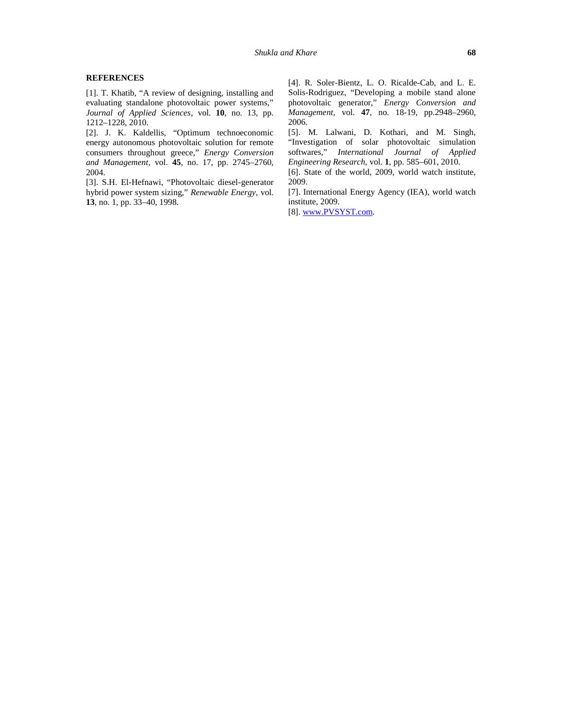## REFERENCES

[1]. T. Khatib, "A review of designing, installing and evaluating standalone photovoltaic power systems," *Journal of Applied Sciences*, vol. **10**, no. 13, pp. 1212–1228, 2010.

[2]. J. K. Kaldellis, "Optimum technoeconomic energy autonomous photovoltaic solution for remote consumers throughout greece," *Energy Conversion and Management*, vol. **45**, no. 17, pp. 2745–2760, 2004.

[3]. S.H. El-Hefnawi, "Photovoltaic diesel-generator hybrid power system sizing," *Renewable Energy*, vol. **13**, no. 1, pp. 33–40, 1998.

[4]. R. Soler-Bientz, L. O. Ricalde-Cab, and L. E. Solis-Rodriguez, "Developing a mobile stand alone photovoltaic generator," *Energy Conversion and Management*, vol. **47**, no. 18-19, pp.2948–2960, 2006.

[5]. M. Lalwani, D. Kothari, and M. Singh, "Investigation of solar photovoltaic simulation softwares," *International Journal of Applied Engineering Research*, vol. **1**, pp. 585–601, 2010.

[6]. State of the world, 2009, world watch institute, 2009.

[7]. International Energy Agency (IEA), world watch institute, 2009.

[8]. www.PVSYST.com.